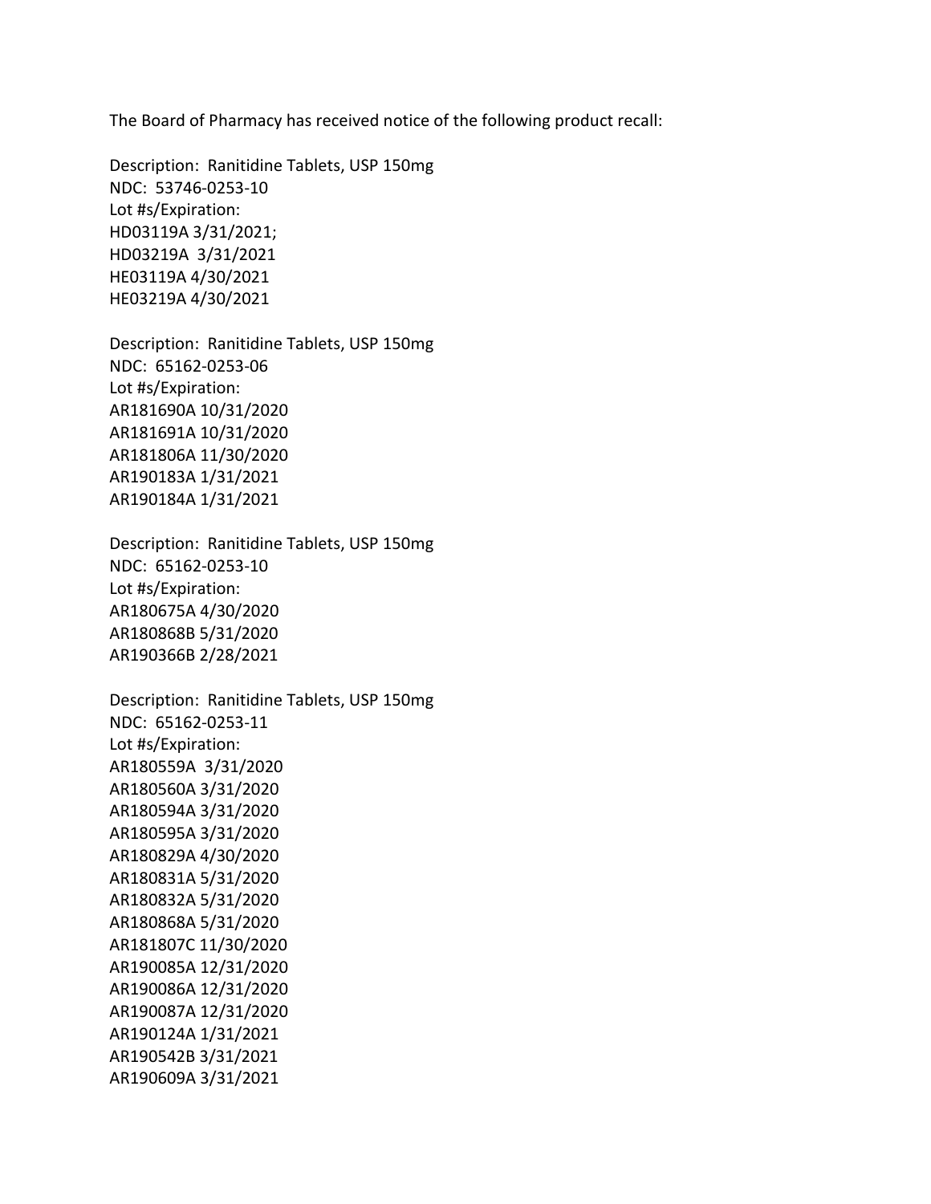The Board of Pharmacy has received notice of the following product recall:

Description: Ranitidine Tablets, USP 150mg
NDC: 53746-0253-10
Lot #s/Expiration:
HD03119A 3/31/2021;
HD03219A 3/31/2021
HE03119A 4/30/2021
HE03219A 4/30/2021

Description: Ranitidine Tablets, USP 150mg
NDC: 65162-0253-06
Lot #s/Expiration:
AR181690A 10/31/2020
AR181691A 10/31/2020
AR181806A 11/30/2020
AR190183A 1/31/2021
AR190184A 1/31/2021

Description: Ranitidine Tablets, USP 150mg
NDC: 65162-0253-10
Lot #s/Expiration:
AR180675A 4/30/2020
AR180868B 5/31/2020
AR190366B 2/28/2021

Description: Ranitidine Tablets, USP 150mg
NDC: 65162-0253-11
Lot #s/Expiration:
AR180559A 3/31/2020
AR180560A 3/31/2020
AR180594A 3/31/2020
AR180595A 3/31/2020
AR180829A 4/30/2020
AR180831A 5/31/2020
AR180832A 5/31/2020
AR180868A 5/31/2020
AR181807C 11/30/2020
AR190085A 12/31/2020
AR190086A 12/31/2020
AR190087A 12/31/2020
AR190124A 1/31/2021
AR190542B 3/31/2021
AR190609A 3/31/2021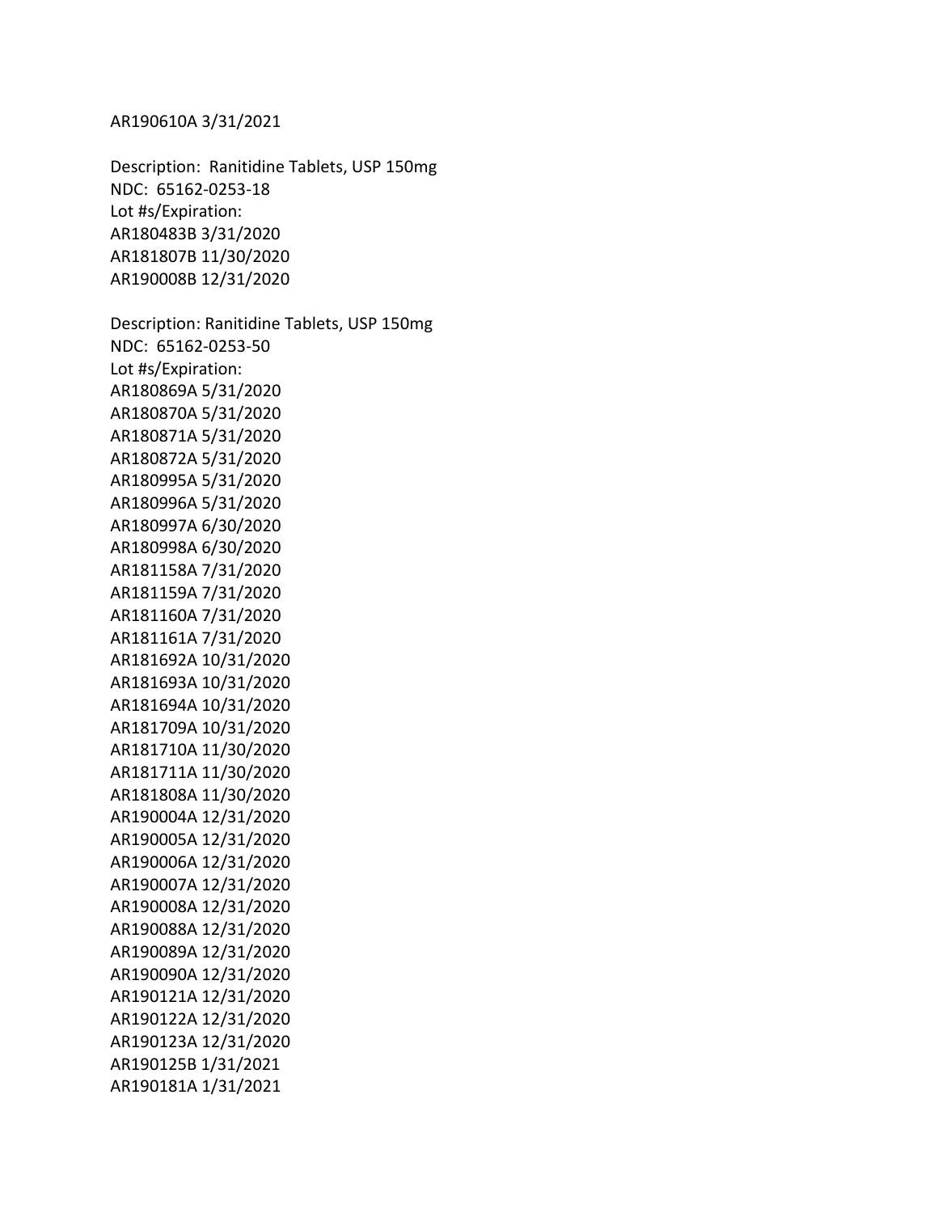AR190610A 3/31/2021

Description: Ranitidine Tablets, USP 150mg
NDC: 65162-0253-18
Lot #s/Expiration:
AR180483B 3/31/2020
AR181807B 11/30/2020
AR190008B 12/31/2020

Description: Ranitidine Tablets, USP 150mg
NDC: 65162-0253-50
Lot #s/Expiration:
AR180869A 5/31/2020
AR180870A 5/31/2020
AR180871A 5/31/2020
AR180872A 5/31/2020
AR180995A 5/31/2020
AR180996A 5/31/2020
AR180997A 6/30/2020
AR180998A 6/30/2020
AR181158A 7/31/2020
AR181159A 7/31/2020
AR181160A 7/31/2020
AR181161A 7/31/2020
AR181692A 10/31/2020
AR181693A 10/31/2020
AR181694A 10/31/2020
AR181709A 10/31/2020
AR181710A 11/30/2020
AR181711A 11/30/2020
AR181808A 11/30/2020
AR190004A 12/31/2020
AR190005A 12/31/2020
AR190006A 12/31/2020
AR190007A 12/31/2020
AR190008A 12/31/2020
AR190088A 12/31/2020
AR190089A 12/31/2020
AR190090A 12/31/2020
AR190121A 12/31/2020
AR190122A 12/31/2020
AR190123A 12/31/2020
AR190125B 1/31/2021
AR190181A 1/31/2021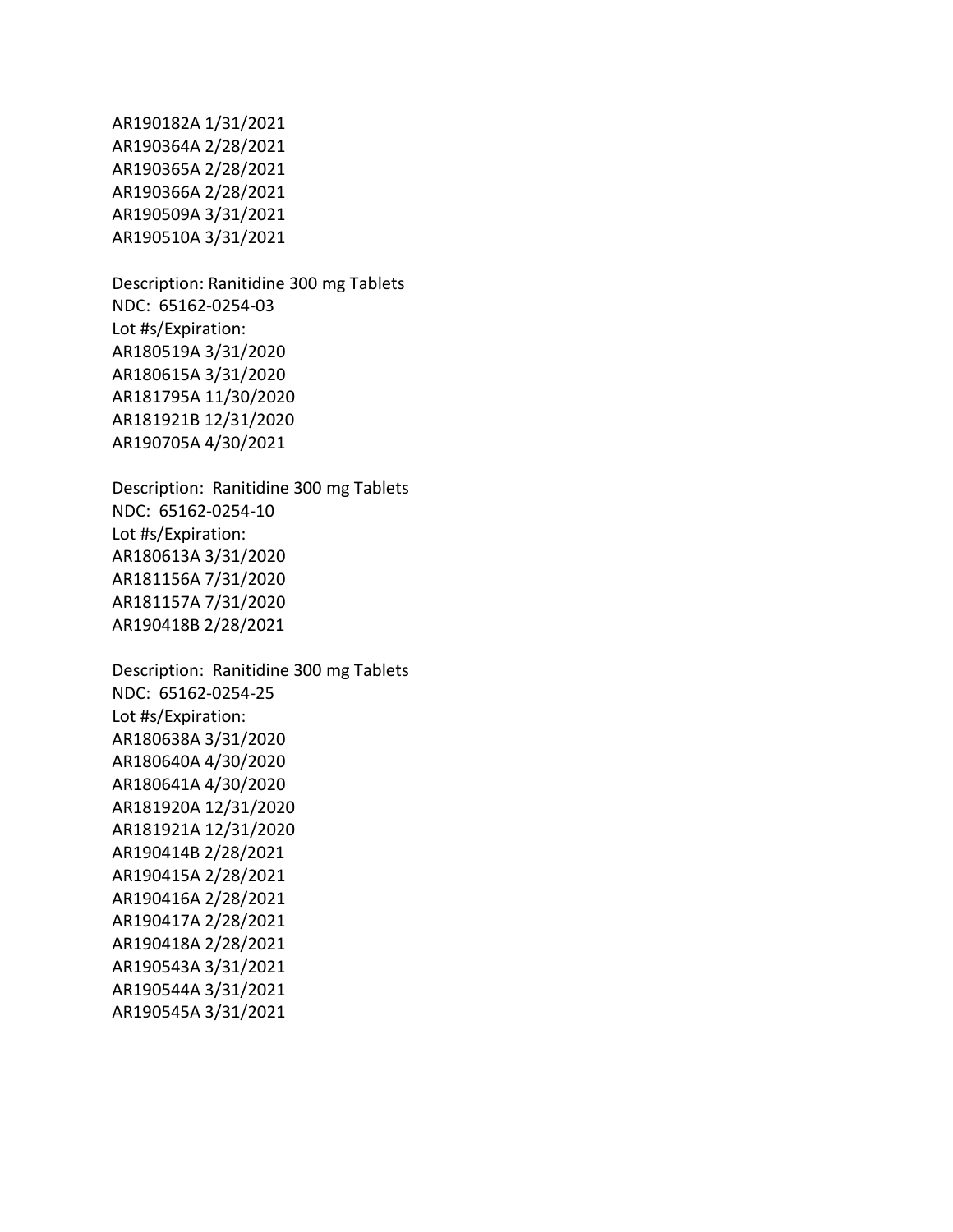AR190182A 1/31/2021
AR190364A 2/28/2021
AR190365A 2/28/2021
AR190366A 2/28/2021
AR190509A 3/31/2021
AR190510A 3/31/2021

Description: Ranitidine 300 mg Tablets
NDC: 65162-0254-03
Lot #s/Expiration:
AR180519A 3/31/2020
AR180615A 3/31/2020
AR181795A 11/30/2020
AR181921B 12/31/2020
AR190705A 4/30/2021

Description: Ranitidine 300 mg Tablets
NDC: 65162-0254-10
Lot #s/Expiration:
AR180613A 3/31/2020
AR181156A 7/31/2020
AR181157A 7/31/2020
AR190418B 2/28/2021

Description: Ranitidine 300 mg Tablets
NDC: 65162-0254-25
Lot #s/Expiration:
AR180638A 3/31/2020
AR180640A 4/30/2020
AR180641A 4/30/2020
AR181920A 12/31/2020
AR181921A 12/31/2020
AR190414B 2/28/2021
AR190415A 2/28/2021
AR190416A 2/28/2021
AR190417A 2/28/2021
AR190418A 2/28/2021
AR190543A 3/31/2021
AR190544A 3/31/2021
AR190545A 3/31/2021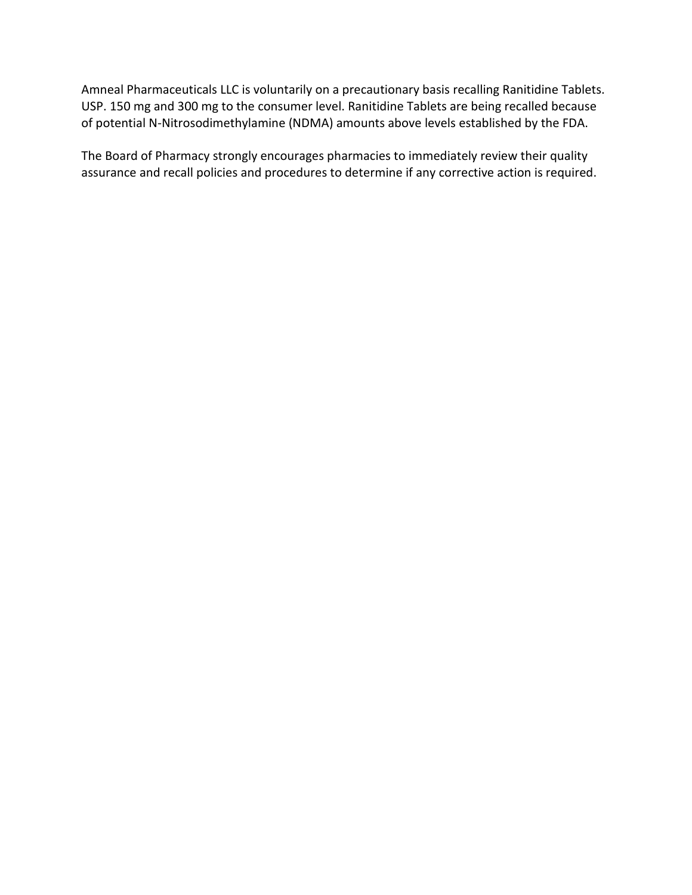Amneal Pharmaceuticals LLC is voluntarily on a precautionary basis recalling Ranitidine Tablets. USP. 150 mg and 300 mg to the consumer level. Ranitidine Tablets are being recalled because of potential N-Nitrosodimethylamine (NDMA) amounts above levels established by the FDA.

The Board of Pharmacy strongly encourages pharmacies to immediately review their quality assurance and recall policies and procedures to determine if any corrective action is required.